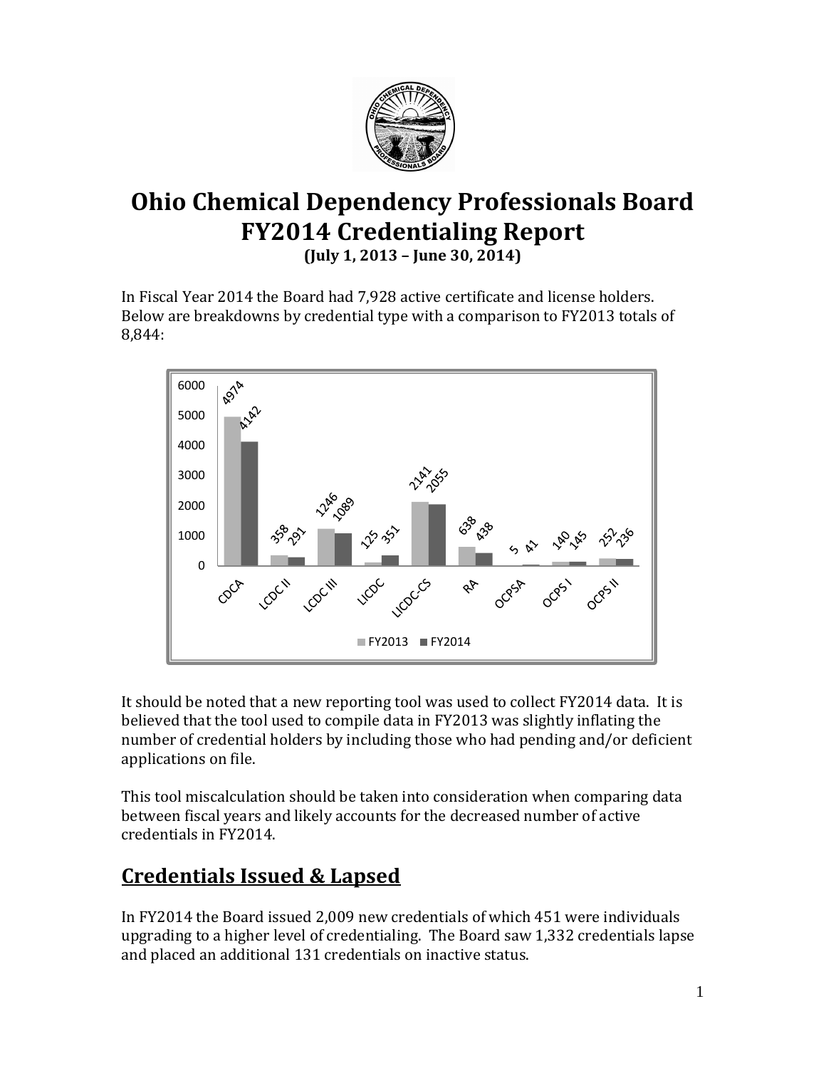# Ohio Chemical Dependency Professionals Board FY2014 Credentialing Report

**(July 1, 2013 – June 30, 2014)**

In Fiscal Year 2014 the Board had 7,928 active certificate and license holders. Below are breakdowns by credential type with a comparison to FY2013 totals of 8,844:

| Credential | FY2013 | FY2014 |
| --- | --- | --- |
| CDCA | 4974 | 4142 |
| LCDC II | 358 | 291 |
| LCDC III | 1246 | 1089 |
| LICDC | 125 | 351 |
| LICDC-CS | 2141 | 2055 |
| RA | 638 | 438 |
| OCPSA | 5 | 41 |
| OCPS I | 140 | 145 |
| OCPS II | 252 | 236 |

It should be noted that a new reporting tool was used to collect FY2014 data. It is believed that the tool used to compile data in FY2013 was slightly inflating the number of credential holders by including those who had pending and/or deficient applications on file.

This tool miscalculation should be taken into consideration when comparing data between fiscal years and likely accounts for the decreased number of active credentials in FY2014.

## Credentials Issued & Lapsed

In FY2014 the Board issued 2,009 new credentials of which 451 were individuals upgrading to a higher level of credentialing. The Board saw 1,332 credentials lapse and placed an additional 131 credentials on inactive status.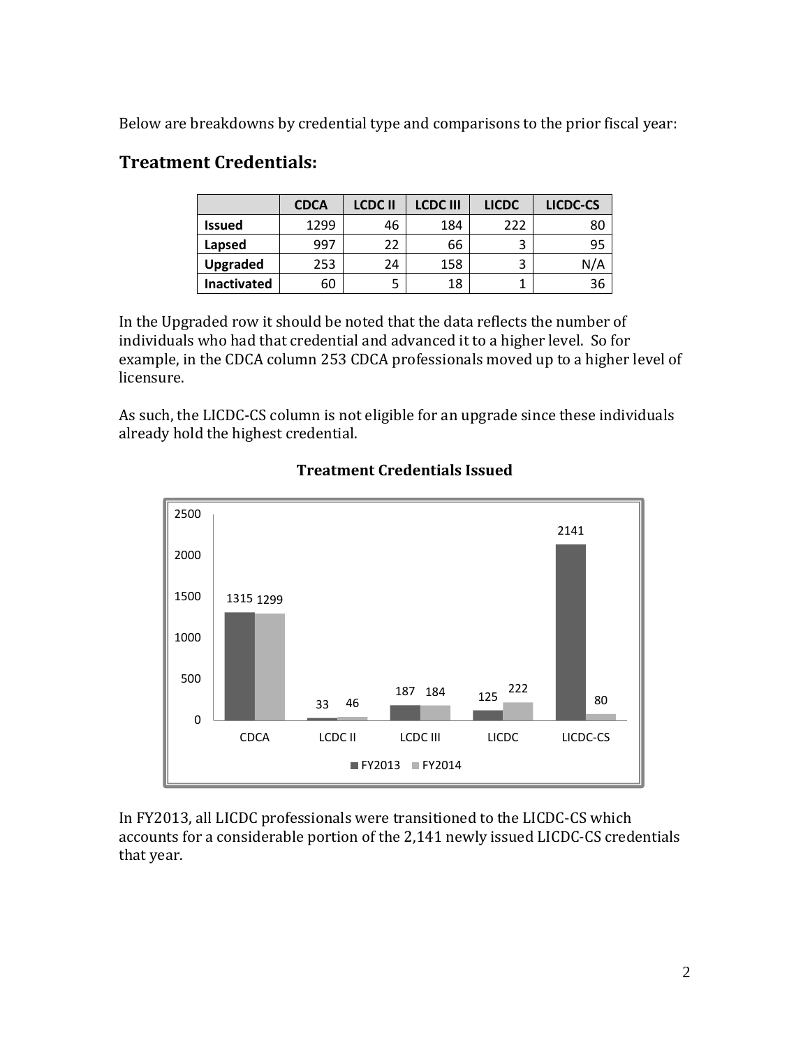Below are breakdowns by credential type and comparisons to the prior fiscal year:

## Treatment Credentials:

| | CDCA | LCDC II | LCDC III | LICDC | LICDC-CS |
|---|---|---|---|---|---|
| **Issued** | 1299 | 46 | 184 | 222 | 80 |
| **Lapsed** | 997 | 22 | 66 | 3 | 95 |
| **Upgraded** | 253 | 24 | 158 | 3 | N/A |
| **Inactivated** | 60 | 5 | 18 | 1 | 36 |

In the Upgraded row it should be noted that the data reflects the number of individuals who had that credential and advanced it to a higher level. So for example, in the CDCA column 253 CDCA professionals moved up to a higher level of licensure.

As such, the LICDC-CS column is not eligible for an upgrade since these individuals already hold the highest credential.

### Treatment Credentials Issued

| | CDCA | LCDC II | LCDC III | LICDC | LICDC-CS |
|---|---|---|---|---|---|
| FY2013 | 1315 | 33 | 187 | 125 | 2141 |
| FY2014 | 1299 | 46 | 184 | 222 | 80 |

In FY2013, all LICDC professionals were transitioned to the LICDC-CS which accounts for a considerable portion of the 2,141 newly issued LICDC-CS credentials that year.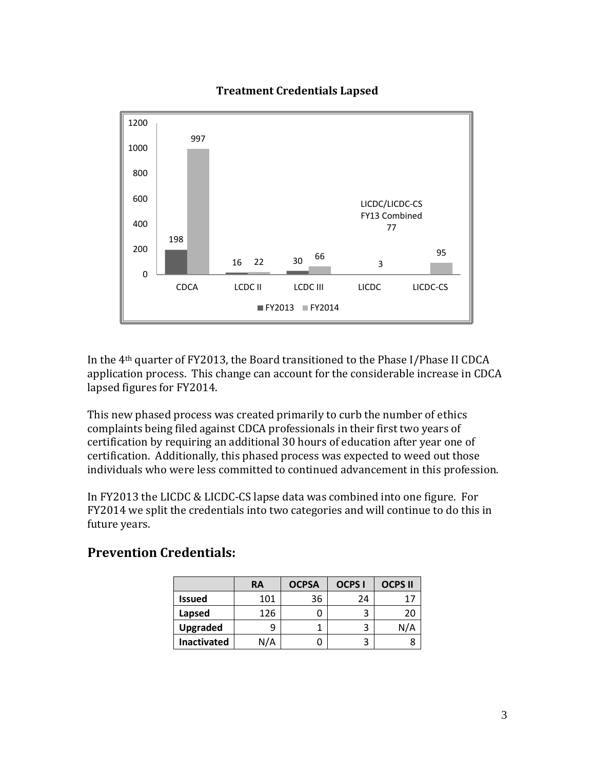**Treatment Credentials Lapsed**

| | CDCA | LCDC II | LCDC III | LICDC | LICDC-CS |
|---|---|---|---|---|---|
| FY2013 | 198 | 16 | 30 | LICDC/LICDC-CS FY13 Combined 77 | |
| FY2014 | 997 | 22 | 66 | 3 | 95 |

In the 4th quarter of FY2013, the Board transitioned to the Phase I/Phase II CDCA application process. This change can account for the considerable increase in CDCA lapsed figures for FY2014.

This new phased process was created primarily to curb the number of ethics complaints being filed against CDCA professionals in their first two years of certification by requiring an additional 30 hours of education after year one of certification. Additionally, this phased process was expected to weed out those individuals who were less committed to continued advancement in this profession.

In FY2013 the LICDC & LICDC-CS lapse data was combined into one figure. For FY2014 we split the credentials into two categories and will continue to do this in future years.

## Prevention Credentials:

| | RA | OCPSA | OCPS I | OCPS II |
|---|---|---|---|---|
| **Issued** | 101 | 36 | 24 | 17 |
| **Lapsed** | 126 | 0 | 3 | 20 |
| **Upgraded** | 9 | 1 | 3 | N/A |
| **Inactivated** | N/A | 0 | 3 | 8 |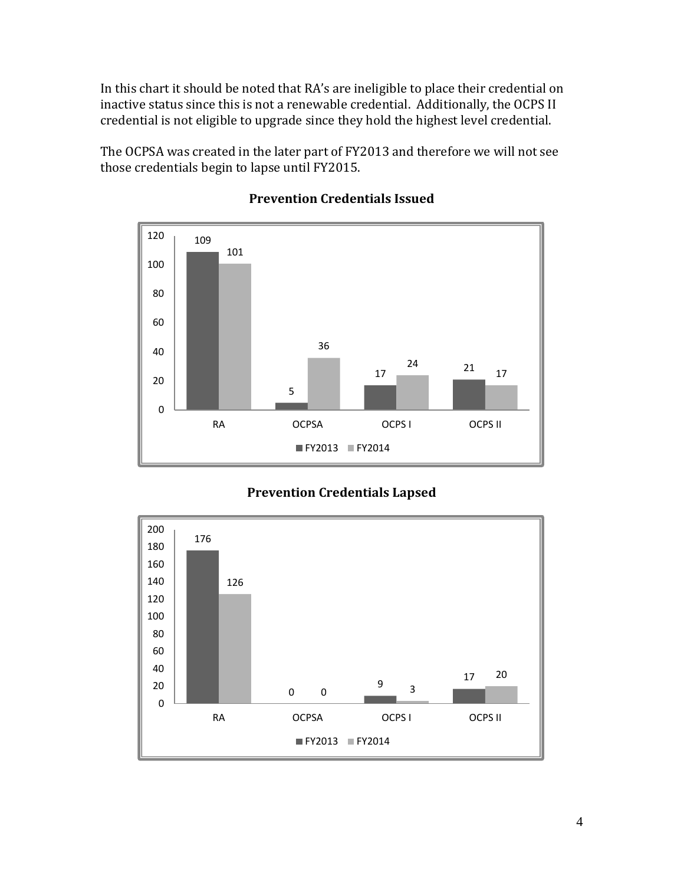In this chart it should be noted that RA's are ineligible to place their credential on inactive status since this is not a renewable credential. Additionally, the OCPS II credential is not eligible to upgrade since they hold the highest level credential.

The OCPSA was created in the later part of FY2013 and therefore we will not see those credentials begin to lapse until FY2015.

**Prevention Credentials Issued**

| | RA | OCPSA | OCPS I | OCPS II |
|---|---|---|---|---|
| FY2013 | 109 | 5 | 17 | 21 |
| FY2014 | 101 | 36 | 24 | 17 |

**Prevention Credentials Lapsed**

| | RA | OCPSA | OCPS I | OCPS II |
|---|---|---|---|---|
| FY2013 | 176 | 0 | 9 | 17 |
| FY2014 | 126 | 0 | 3 | 20 |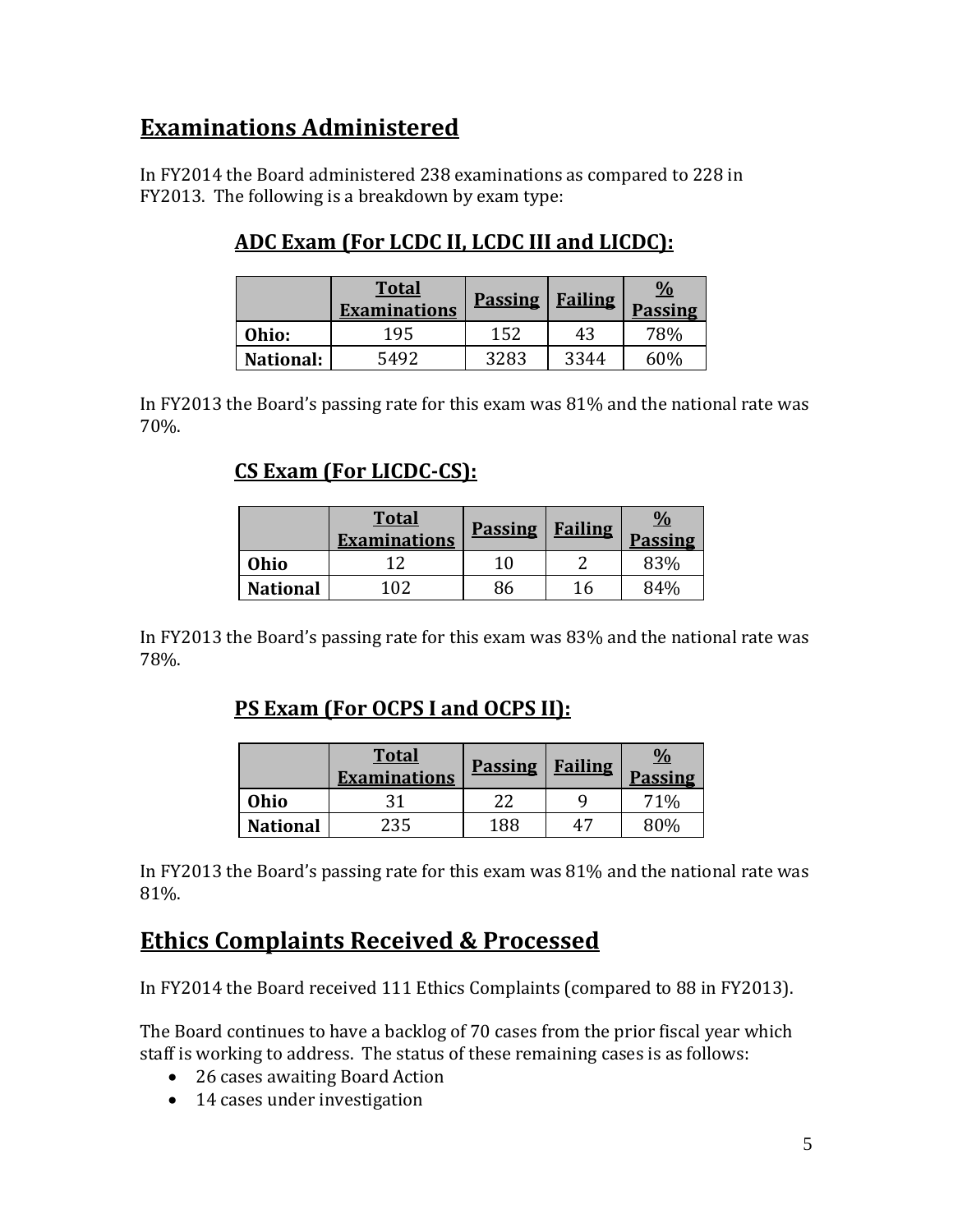## Examinations Administered

In FY2014 the Board administered 238 examinations as compared to 228 in FY2013. The following is a breakdown by exam type:

### ADC Exam (For LCDC II, LCDC III and LICDC):

| | Total Examinations | Passing | Failing | % Passing |
|---|---|---|---|---|
| **Ohio:** | 195 | 152 | 43 | 78% |
| **National:** | 5492 | 3283 | 3344 | 60% |

In FY2013 the Board's passing rate for this exam was 81% and the national rate was 70%.

### CS Exam (For LICDC-CS):

| | Total Examinations | Passing | Failing | % Passing |
|---|---|---|---|---|
| **Ohio** | 12 | 10 | 2 | 83% |
| **National** | 102 | 86 | 16 | 84% |

In FY2013 the Board's passing rate for this exam was 83% and the national rate was 78%.

### PS Exam (For OCPS I and OCPS II):

| | Total Examinations | Passing | Failing | % Passing |
|---|---|---|---|---|
| **Ohio** | 31 | 22 | 9 | 71% |
| **National** | 235 | 188 | 47 | 80% |

In FY2013 the Board's passing rate for this exam was 81% and the national rate was 81%.

## Ethics Complaints Received & Processed

In FY2014 the Board received 111 Ethics Complaints (compared to 88 in FY2013).

The Board continues to have a backlog of 70 cases from the prior fiscal year which staff is working to address. The status of these remaining cases is as follows:

- 26 cases awaiting Board Action
- 14 cases under investigation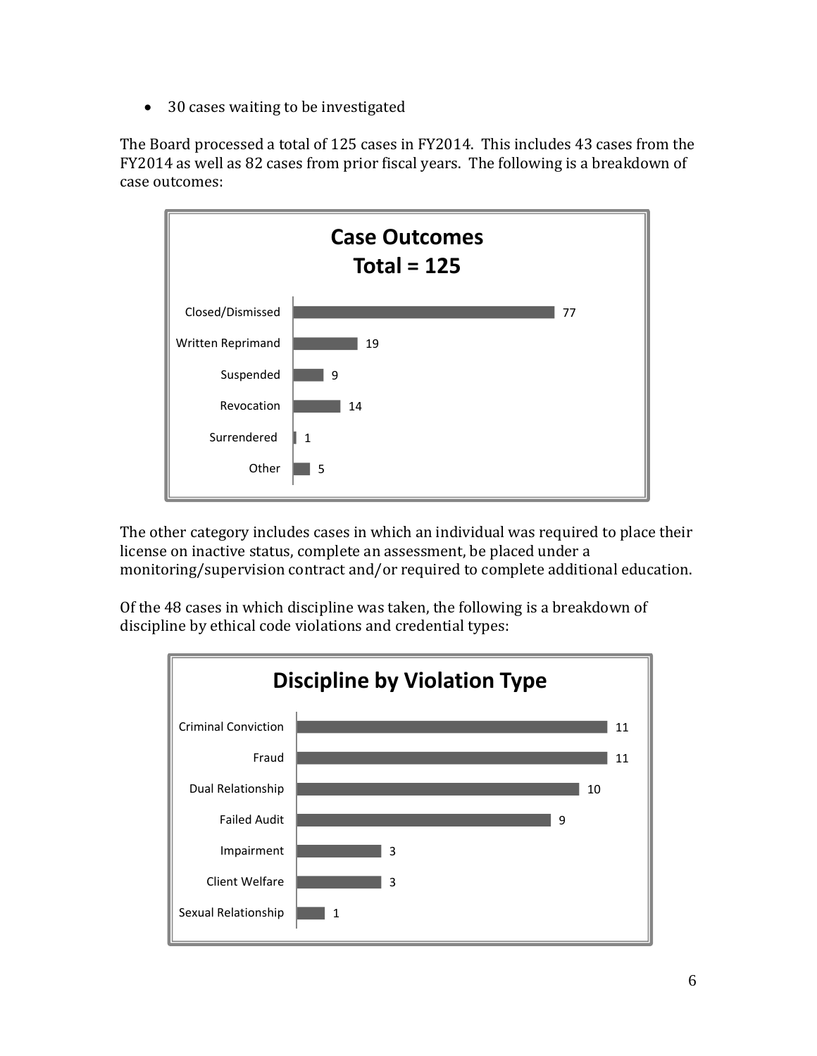- 30 cases waiting to be investigated

The Board processed a total of 125 cases in FY2014. This includes 43 cases from the FY2014 as well as 82 cases from prior fiscal years. The following is a breakdown of case outcomes:

**Case Outcomes**
**Total = 125**

| Outcome | Cases |
| --- | --- |
| Closed/Dismissed | 77 |
| Written Reprimand | 19 |
| Suspended | 9 |
| Revocation | 14 |
| Surrendered | 1 |
| Other | 5 |

The other category includes cases in which an individual was required to place their license on inactive status, complete an assessment, be placed under a monitoring/supervision contract and/or required to complete additional education.

Of the 48 cases in which discipline was taken, the following is a breakdown of discipline by ethical code violations and credential types:

**Discipline by Violation Type**

| Violation Type | Cases |
| --- | --- |
| Criminal Conviction | 11 |
| Fraud | 11 |
| Dual Relationship | 10 |
| Failed Audit | 9 |
| Impairment | 3 |
| Client Welfare | 3 |
| Sexual Relationship | 1 |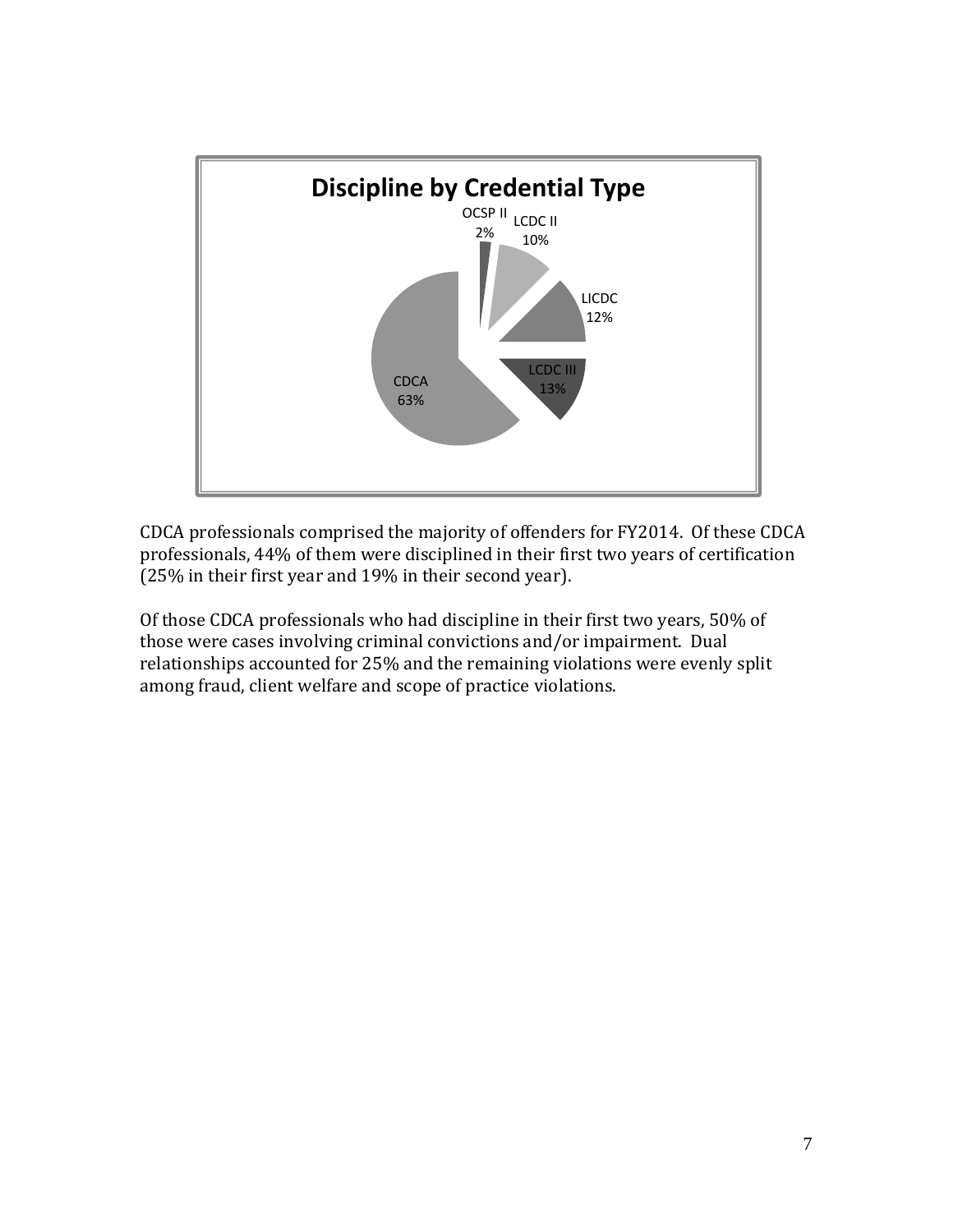Discipline by Credential Type

OCSP II
2%

LCDC II
10%

LICDC
12%

LCDC III
13%

CDCA
63%

CDCA professionals comprised the majority of offenders for FY2014. Of these CDCA professionals, 44% of them were disciplined in their first two years of certification (25% in their first year and 19% in their second year).

Of those CDCA professionals who had discipline in their first two years, 50% of those were cases involving criminal convictions and/or impairment. Dual relationships accounted for 25% and the remaining violations were evenly split among fraud, client welfare and scope of practice violations.